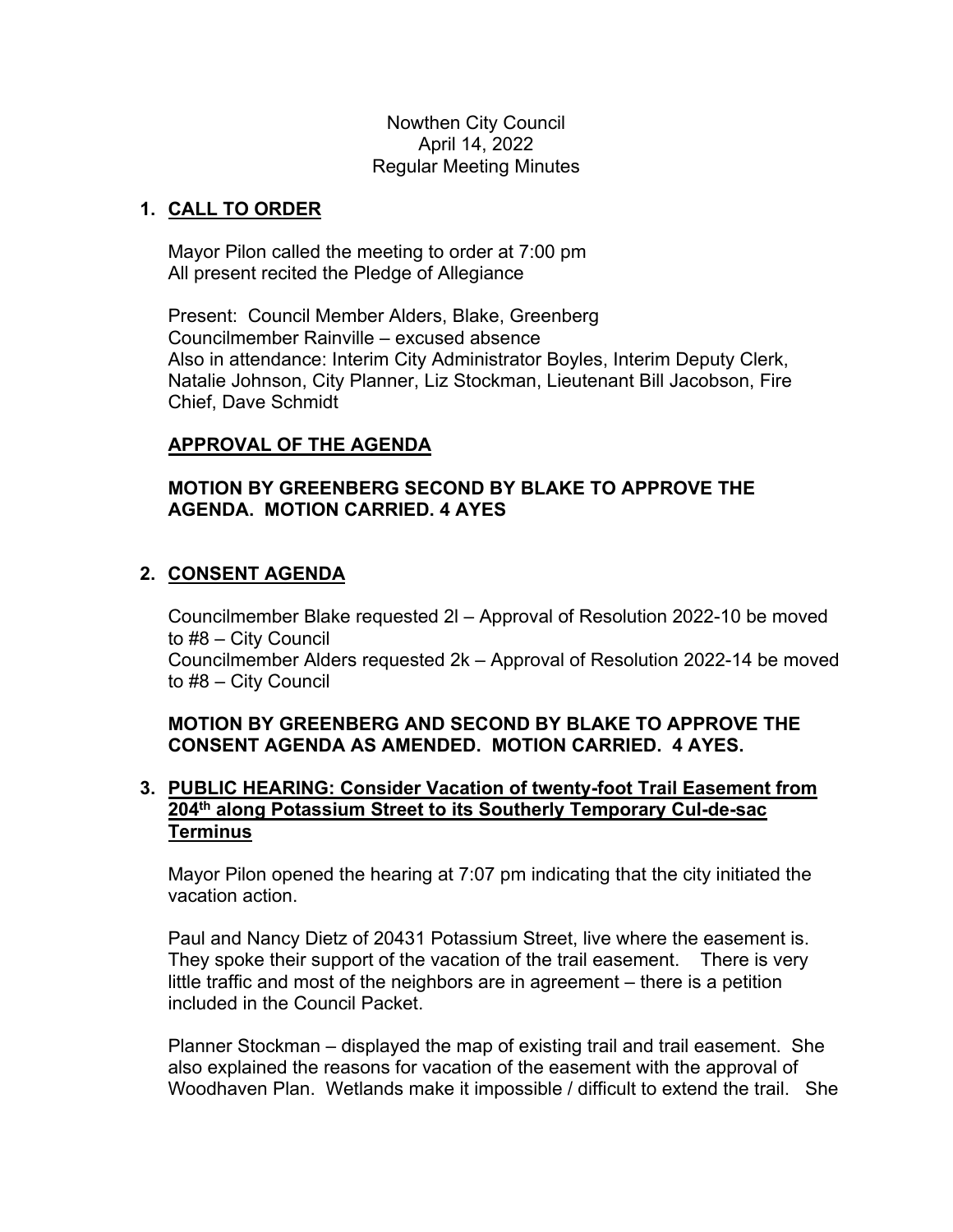Nowthen City Council
April 14, 2022
Regular Meeting Minutes

## 1. CALL TO ORDER

Mayor Pilon called the meeting to order at 7:00 pm
All present recited the Pledge of Allegiance

Present: Council Member Alders, Blake, Greenberg
Councilmember Rainville – excused absence
Also in attendance: Interim City Administrator Boyles, Interim Deputy Clerk, Natalie Johnson, City Planner, Liz Stockman, Lieutenant Bill Jacobson, Fire Chief, Dave Schmidt

### APPROVAL OF THE AGENDA

**MOTION BY GREENBERG SECOND BY BLAKE TO APPROVE THE AGENDA. MOTION CARRIED. 4 AYES**

## 2. CONSENT AGENDA

Councilmember Blake requested 2l – Approval of Resolution 2022-10 be moved to #8 – City Council
Councilmember Alders requested 2k – Approval of Resolution 2022-14 be moved to #8 – City Council

**MOTION BY GREENBERG AND SECOND BY BLAKE TO APPROVE THE CONSENT AGENDA AS AMENDED. MOTION CARRIED. 4 AYES.**

## 3. PUBLIC HEARING: Consider Vacation of twenty-foot Trail Easement from 204th along Potassium Street to its Southerly Temporary Cul-de-sac Terminus

Mayor Pilon opened the hearing at 7:07 pm indicating that the city initiated the vacation action.

Paul and Nancy Dietz of 20431 Potassium Street, live where the easement is. They spoke their support of the vacation of the trail easement. There is very little traffic and most of the neighbors are in agreement – there is a petition included in the Council Packet.

Planner Stockman – displayed the map of existing trail and trail easement. She also explained the reasons for vacation of the easement with the approval of Woodhaven Plan. Wetlands make it impossible / difficult to extend the trail. She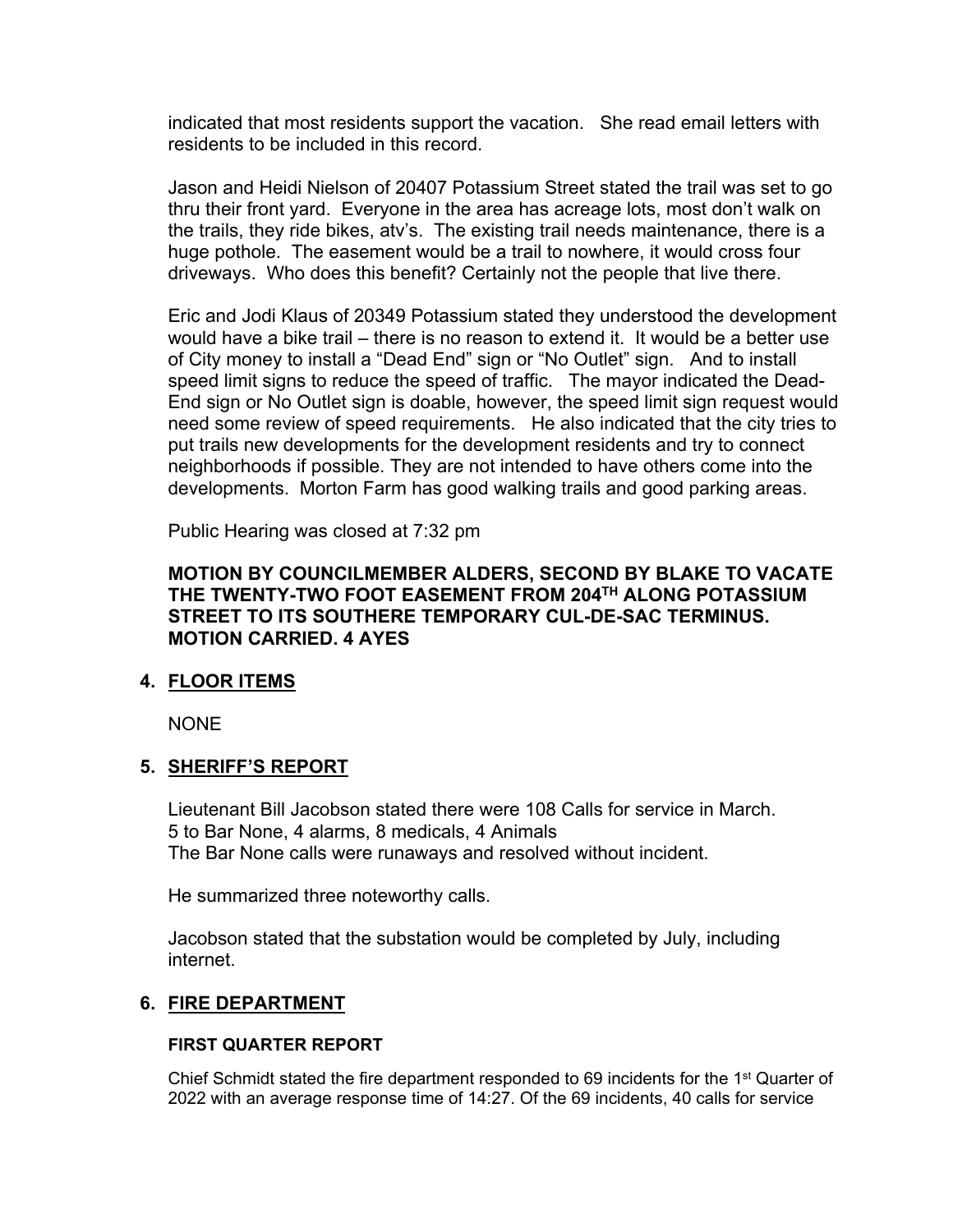indicated that most residents support the vacation. She read email letters with residents to be included in this record.

Jason and Heidi Nielson of 20407 Potassium Street stated the trail was set to go thru their front yard. Everyone in the area has acreage lots, most don't walk on the trails, they ride bikes, atv's. The existing trail needs maintenance, there is a huge pothole. The easement would be a trail to nowhere, it would cross four driveways. Who does this benefit? Certainly not the people that live there.

Eric and Jodi Klaus of 20349 Potassium stated they understood the development would have a bike trail – there is no reason to extend it. It would be a better use of City money to install a "Dead End" sign or "No Outlet" sign. And to install speed limit signs to reduce the speed of traffic. The mayor indicated the Dead-End sign or No Outlet sign is doable, however, the speed limit sign request would need some review of speed requirements. He also indicated that the city tries to put trails new developments for the development residents and try to connect neighborhoods if possible. They are not intended to have others come into the developments. Morton Farm has good walking trails and good parking areas.

Public Hearing was closed at 7:32 pm

**MOTION BY COUNCILMEMBER ALDERS, SECOND BY BLAKE TO VACATE THE TWENTY-TWO FOOT EASEMENT FROM 204TH ALONG POTASSIUM STREET TO ITS SOUTHERE TEMPORARY CUL-DE-SAC TERMINUS. MOTION CARRIED. 4 AYES**

## 4. FLOOR ITEMS

NONE

## 5. SHERIFF'S REPORT

Lieutenant Bill Jacobson stated there were 108 Calls for service in March.
5 to Bar None, 4 alarms, 8 medicals, 4 Animals
The Bar None calls were runaways and resolved without incident.

He summarized three noteworthy calls.

Jacobson stated that the substation would be completed by July, including internet.

## 6. FIRE DEPARTMENT

### FIRST QUARTER REPORT

Chief Schmidt stated the fire department responded to 69 incidents for the 1st Quarter of 2022 with an average response time of 14:27. Of the 69 incidents, 40 calls for service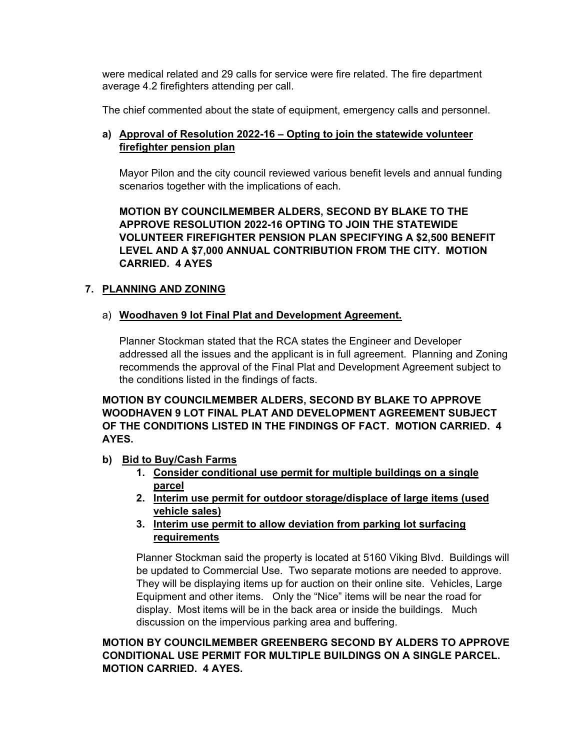were medical related and 29 calls for service were fire related. The fire department average 4.2 firefighters attending per call.

The chief commented about the state of equipment, emergency calls and personnel.

**a) Approval of Resolution 2022-16 – Opting to join the statewide volunteer firefighter pension plan**

Mayor Pilon and the city council reviewed various benefit levels and annual funding scenarios together with the implications of each.

**MOTION BY COUNCILMEMBER ALDERS, SECOND BY BLAKE TO THE APPROVE RESOLUTION 2022-16 OPTING TO JOIN THE STATEWIDE VOLUNTEER FIREFIGHTER PENSION PLAN SPECIFYING A $2,500 BENEFIT LEVEL AND A $7,000 ANNUAL CONTRIBUTION FROM THE CITY. MOTION CARRIED. 4 AYES**

## 7. PLANNING AND ZONING

a) **Woodhaven 9 lot Final Plat and Development Agreement.**

Planner Stockman stated that the RCA states the Engineer and Developer addressed all the issues and the applicant is in full agreement. Planning and Zoning recommends the approval of the Final Plat and Development Agreement subject to the conditions listed in the findings of facts.

**MOTION BY COUNCILMEMBER ALDERS, SECOND BY BLAKE TO APPROVE WOODHAVEN 9 LOT FINAL PLAT AND DEVELOPMENT AGREEMENT SUBJECT OF THE CONDITIONS LISTED IN THE FINDINGS OF FACT. MOTION CARRIED. 4 AYES.**

**b) Bid to Buy/Cash Farms**

1. **Consider conditional use permit for multiple buildings on a single parcel**
2. **Interim use permit for outdoor storage/displace of large items (used vehicle sales)**
3. **Interim use permit to allow deviation from parking lot surfacing requirements**

Planner Stockman said the property is located at 5160 Viking Blvd. Buildings will be updated to Commercial Use. Two separate motions are needed to approve. They will be displaying items up for auction on their online site. Vehicles, Large Equipment and other items. Only the "Nice" items will be near the road for display. Most items will be in the back area or inside the buildings. Much discussion on the impervious parking area and buffering.

**MOTION BY COUNCILMEMBER GREENBERG SECOND BY ALDERS TO APPROVE CONDITIONAL USE PERMIT FOR MULTIPLE BUILDINGS ON A SINGLE PARCEL. MOTION CARRIED. 4 AYES.**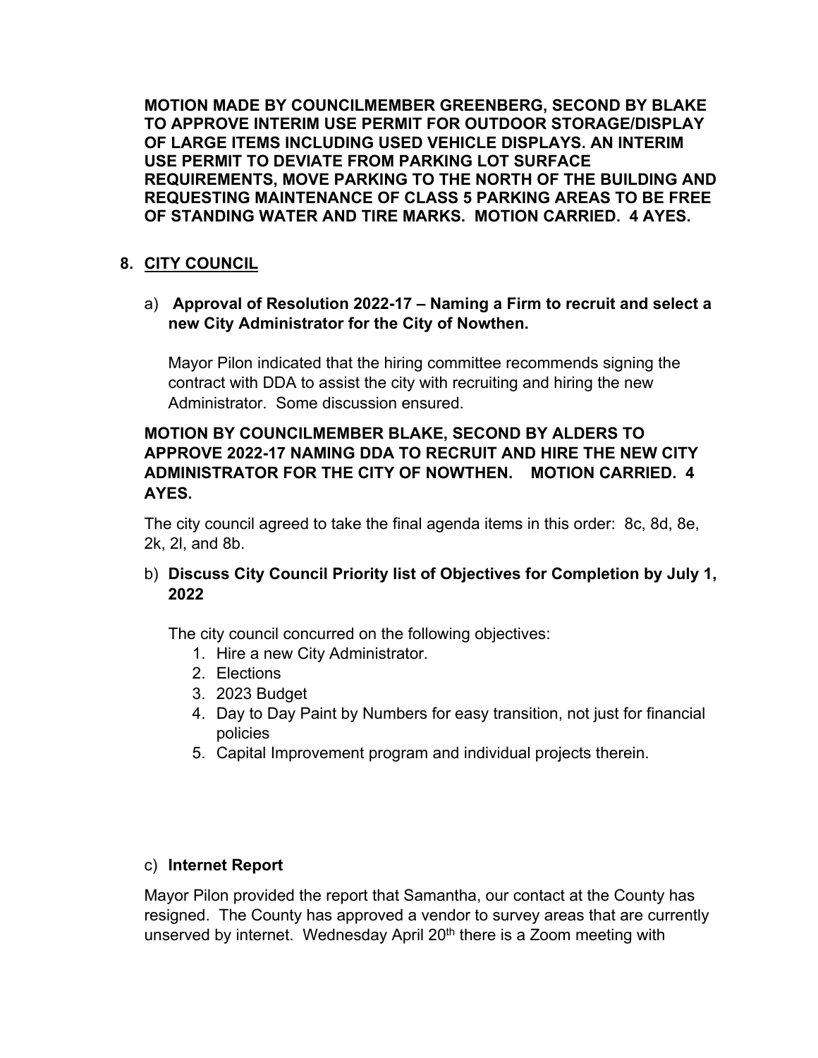**MOTION MADE BY COUNCILMEMBER GREENBERG, SECOND BY BLAKE TO APPROVE INTERIM USE PERMIT FOR OUTDOOR STORAGE/DISPLAY OF LARGE ITEMS INCLUDING USED VEHICLE DISPLAYS. AN INTERIM USE PERMIT TO DEVIATE FROM PARKING LOT SURFACE REQUIREMENTS, MOVE PARKING TO THE NORTH OF THE BUILDING AND REQUESTING MAINTENANCE OF CLASS 5 PARKING AREAS TO BE FREE OF STANDING WATER AND TIRE MARKS. MOTION CARRIED. 4 AYES.**

## 8. CITY COUNCIL

a) **Approval of Resolution 2022-17 – Naming a Firm to recruit and select a new City Administrator for the City of Nowthen.**

Mayor Pilon indicated that the hiring committee recommends signing the contract with DDA to assist the city with recruiting and hiring the new Administrator. Some discussion ensured.

**MOTION BY COUNCILMEMBER BLAKE, SECOND BY ALDERS TO APPROVE 2022-17 NAMING DDA TO RECRUIT AND HIRE THE NEW CITY ADMINISTRATOR FOR THE CITY OF NOWTHEN. MOTION CARRIED. 4 AYES.**

The city council agreed to take the final agenda items in this order: 8c, 8d, 8e, 2k, 2l, and 8b.

b) **Discuss City Council Priority list of Objectives for Completion by July 1, 2022**

The city council concurred on the following objectives:

1. Hire a new City Administrator.
2. Elections
3. 2023 Budget
4. Day to Day Paint by Numbers for easy transition, not just for financial policies
5. Capital Improvement program and individual projects therein.

c) **Internet Report**

Mayor Pilon provided the report that Samantha, our contact at the County has resigned. The County has approved a vendor to survey areas that are currently unserved by internet. Wednesday April 20th there is a Zoom meeting with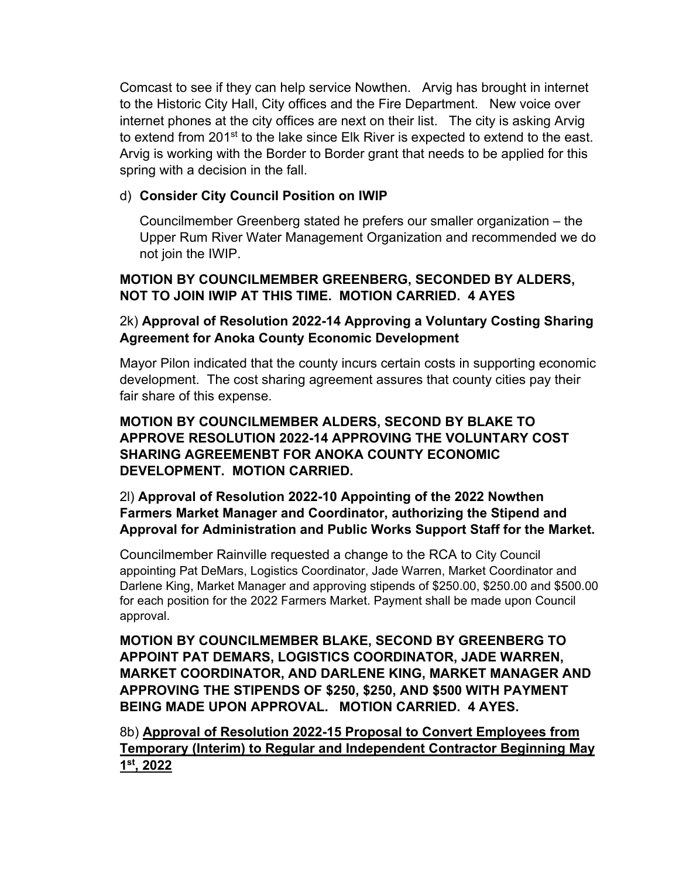Comcast to see if they can help service Nowthen. Arvig has brought in internet to the Historic City Hall, City offices and the Fire Department. New voice over internet phones at the city offices are next on their list. The city is asking Arvig to extend from 201st to the lake since Elk River is expected to extend to the east. Arvig is working with the Border to Border grant that needs to be applied for this spring with a decision in the fall.

d) **Consider City Council Position on IWIP**

Councilmember Greenberg stated he prefers our smaller organization – the Upper Rum River Water Management Organization and recommended we do not join the IWIP.

**MOTION BY COUNCILMEMBER GREENBERG, SECONDED BY ALDERS, NOT TO JOIN IWIP AT THIS TIME. MOTION CARRIED. 4 AYES**

2k) **Approval of Resolution 2022-14 Approving a Voluntary Costing Sharing Agreement for Anoka County Economic Development**

Mayor Pilon indicated that the county incurs certain costs in supporting economic development. The cost sharing agreement assures that county cities pay their fair share of this expense.

**MOTION BY COUNCILMEMBER ALDERS, SECOND BY BLAKE TO APPROVE RESOLUTION 2022-14 APPROVING THE VOLUNTARY COST SHARING AGREEMENBT FOR ANOKA COUNTY ECONOMIC DEVELOPMENT. MOTION CARRIED.**

2l) **Approval of Resolution 2022-10 Appointing of the 2022 Nowthen Farmers Market Manager and Coordinator, authorizing the Stipend and Approval for Administration and Public Works Support Staff for the Market.**

Councilmember Rainville requested a change to the RCA to City Council appointing Pat DeMars, Logistics Coordinator, Jade Warren, Market Coordinator and Darlene King, Market Manager and approving stipends of $250.00, $250.00 and $500.00 for each position for the 2022 Farmers Market. Payment shall be made upon Council approval.

**MOTION BY COUNCILMEMBER BLAKE, SECOND BY GREENBERG TO APPOINT PAT DEMARS, LOGISTICS COORDINATOR, JADE WARREN, MARKET COORDINATOR, AND DARLENE KING, MARKET MANAGER AND APPROVING THE STIPENDS OF $250, $250, AND $500 WITH PAYMENT BEING MADE UPON APPROVAL. MOTION CARRIED. 4 AYES.**

8b) **Approval of Resolution 2022-15 Proposal to Convert Employees from Temporary (Interim) to Regular and Independent Contractor Beginning May 1st, 2022**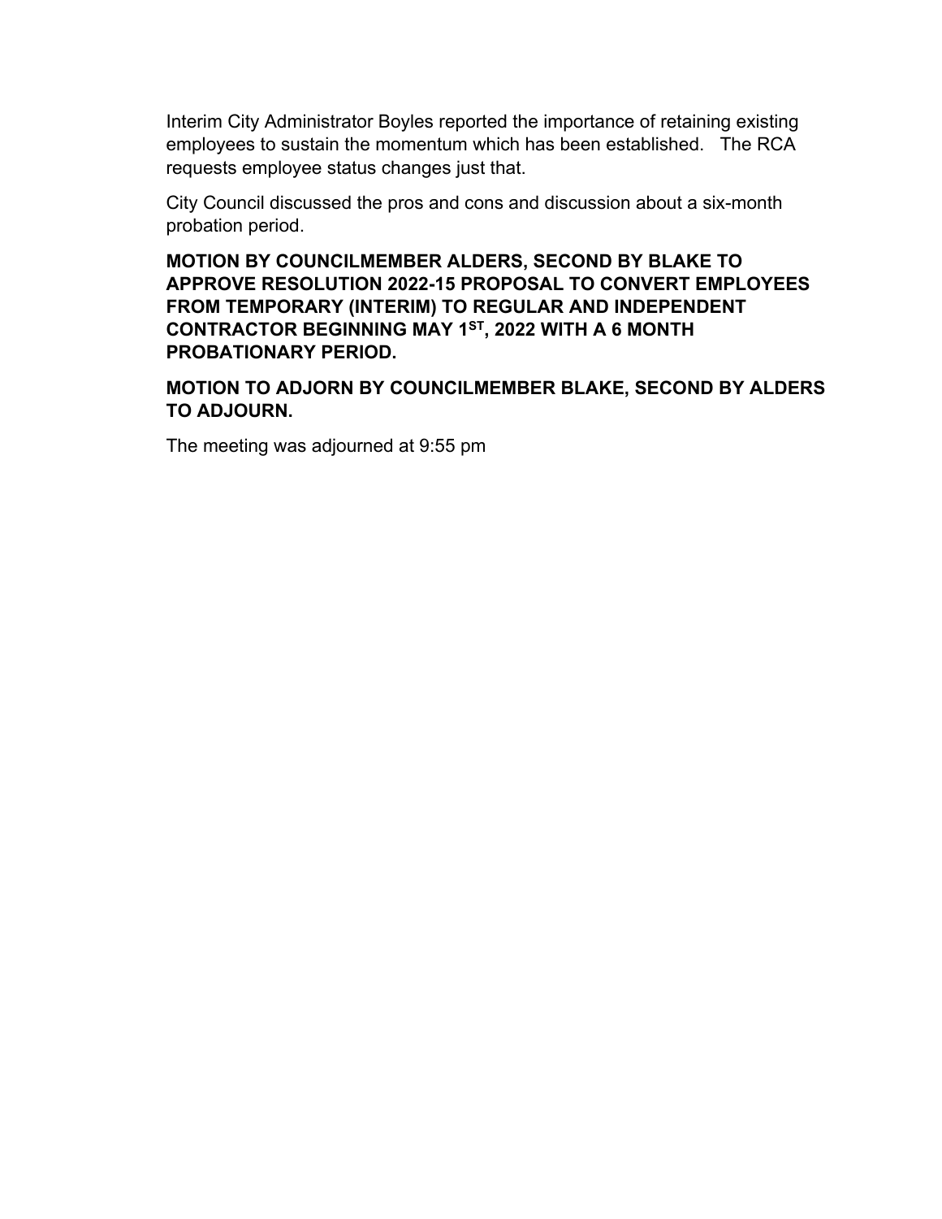Interim City Administrator Boyles reported the importance of retaining existing employees to sustain the momentum which has been established. The RCA requests employee status changes just that.

City Council discussed the pros and cons and discussion about a six-month probation period.

**MOTION BY COUNCILMEMBER ALDERS, SECOND BY BLAKE TO APPROVE RESOLUTION 2022-15 PROPOSAL TO CONVERT EMPLOYEES FROM TEMPORARY (INTERIM) TO REGULAR AND INDEPENDENT CONTRACTOR BEGINNING MAY 1ST, 2022 WITH A 6 MONTH PROBATIONARY PERIOD.**

**MOTION TO ADJORN BY COUNCILMEMBER BLAKE, SECOND BY ALDERS TO ADJOURN.**

The meeting was adjourned at 9:55 pm